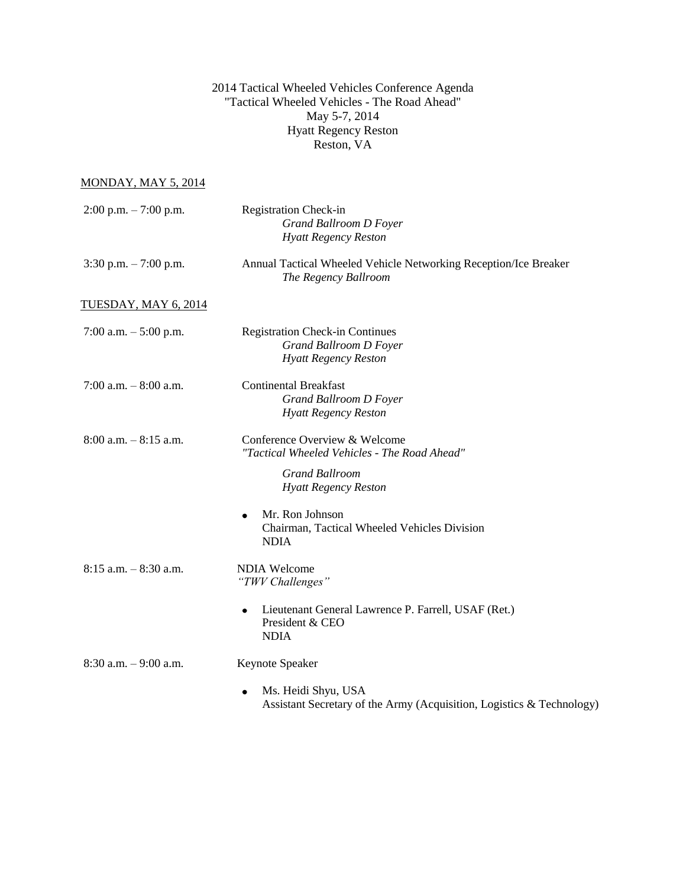# 2014 Tactical Wheeled Vehicles Conference Agenda

"Tactical Wheeled Vehicles - The Road Ahead"
May 5-7, 2014
Hyatt Regency Reston
Reston, VA

## MONDAY, MAY 5, 2014

2:00 p.m. – 7:00 p.m. Registration Check-in
*Grand Ballroom D Foyer*
*Hyatt Regency Reston*

3:30 p.m. – 7:00 p.m. Annual Tactical Wheeled Vehicle Networking Reception/Ice Breaker
*The Regency Ballroom*

## TUESDAY, MAY 6, 2014

7:00 a.m. – 5:00 p.m. Registration Check-in Continues
*Grand Ballroom D Foyer*
*Hyatt Regency Reston*

7:00 a.m. – 8:00 a.m. Continental Breakfast
*Grand Ballroom D Foyer*
*Hyatt Regency Reston*

8:00 a.m. – 8:15 a.m. Conference Overview & Welcome
*"Tactical Wheeled Vehicles - The Road Ahead"*

*Grand Ballroom*
*Hyatt Regency Reston*

- Mr. Ron Johnson
  Chairman, Tactical Wheeled Vehicles Division
  NDIA

8:15 a.m. – 8:30 a.m. NDIA Welcome
*"TWV Challenges"*

- Lieutenant General Lawrence P. Farrell, USAF (Ret.)
  President & CEO
  NDIA

8:30 a.m. – 9:00 a.m. Keynote Speaker

- Ms. Heidi Shyu, USA
  Assistant Secretary of the Army (Acquisition, Logistics & Technology)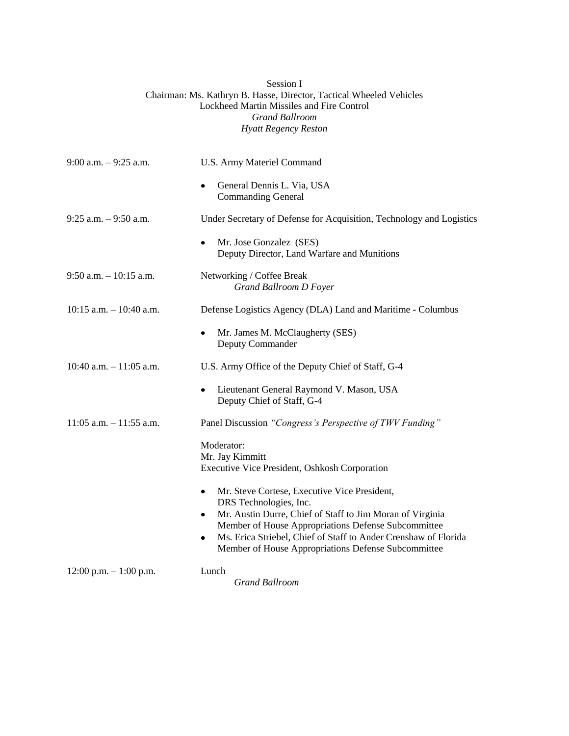## Session I

Chairman: Ms. Kathryn B. Hasse, Director, Tactical Wheeled Vehicles
Lockheed Martin Missiles and Fire Control
*Grand Ballroom*
*Hyatt Regency Reston*

| | |
|---|---|
| 9:00 a.m. – 9:25 a.m. | U.S. Army Materiel Command<br>• General Dennis L. Via, USA<br>Commanding General |
| 9:25 a.m. – 9:50 a.m. | Under Secretary of Defense for Acquisition, Technology and Logistics<br>• Mr. Jose Gonzalez (SES)<br>Deputy Director, Land Warfare and Munitions |
| 9:50 a.m. – 10:15 a.m. | Networking / Coffee Break<br>*Grand Ballroom D Foyer* |
| 10:15 a.m. – 10:40 a.m. | Defense Logistics Agency (DLA) Land and Maritime - Columbus<br>• Mr. James M. McClaugherty (SES)<br>Deputy Commander |
| 10:40 a.m. – 11:05 a.m. | U.S. Army Office of the Deputy Chief of Staff, G-4<br>• Lieutenant General Raymond V. Mason, USA<br>Deputy Chief of Staff, G-4 |
| 11:05 a.m. – 11:55 a.m. | Panel Discussion *"Congress's Perspective of TWV Funding"*<br>Moderator:<br>Mr. Jay Kimmitt<br>Executive Vice President, Oshkosh Corporation<br>• Mr. Steve Cortese, Executive Vice President, DRS Technologies, Inc.<br>• Mr. Austin Durre, Chief of Staff to Jim Moran of Virginia Member of House Appropriations Defense Subcommittee<br>• Ms. Erica Striebel, Chief of Staff to Ander Crenshaw of Florida Member of House Appropriations Defense Subcommittee |
| 12:00 p.m. – 1:00 p.m. | Lunch<br>*Grand Ballroom* |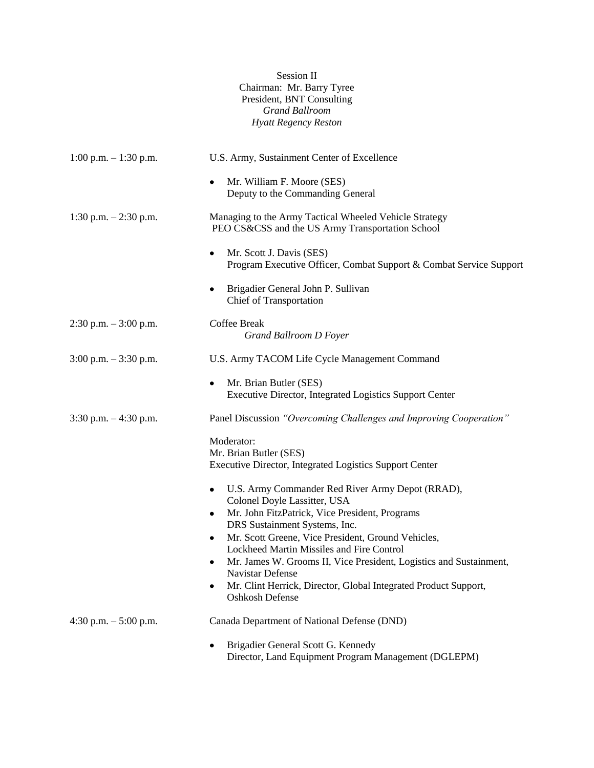Session II
Chairman: Mr. Barry Tyree
President, BNT Consulting
*Grand Ballroom*
*Hyatt Regency Reston*

**1:00 p.m. – 1:30 p.m.** U.S. Army, Sustainment Center of Excellence

- Mr. William F. Moore (SES)
  Deputy to the Commanding General

**1:30 p.m. – 2:30 p.m.** Managing to the Army Tactical Wheeled Vehicle Strategy
PEO CS&CSS and the US Army Transportation School

- Mr. Scott J. Davis (SES)
  Program Executive Officer, Combat Support & Combat Service Support
- Brigadier General John P. Sullivan
  Chief of Transportation

**2:30 p.m. – 3:00 p.m.** Coffee Break
*Grand Ballroom D Foyer*

**3:00 p.m. – 3:30 p.m.** U.S. Army TACOM Life Cycle Management Command

- Mr. Brian Butler (SES)
  Executive Director, Integrated Logistics Support Center

**3:30 p.m. – 4:30 p.m.** Panel Discussion *"Overcoming Challenges and Improving Cooperation"*

Moderator:
Mr. Brian Butler (SES)
Executive Director, Integrated Logistics Support Center

- U.S. Army Commander Red River Army Depot (RRAD),
  Colonel Doyle Lassitter, USA
- Mr. John FitzPatrick, Vice President, Programs
  DRS Sustainment Systems, Inc.
- Mr. Scott Greene, Vice President, Ground Vehicles,
  Lockheed Martin Missiles and Fire Control
- Mr. James W. Grooms II, Vice President, Logistics and Sustainment,
  Navistar Defense
- Mr. Clint Herrick, Director, Global Integrated Product Support,
  Oshkosh Defense

**4:30 p.m. – 5:00 p.m.** Canada Department of National Defense (DND)

- Brigadier General Scott G. Kennedy
  Director, Land Equipment Program Management (DGLEPM)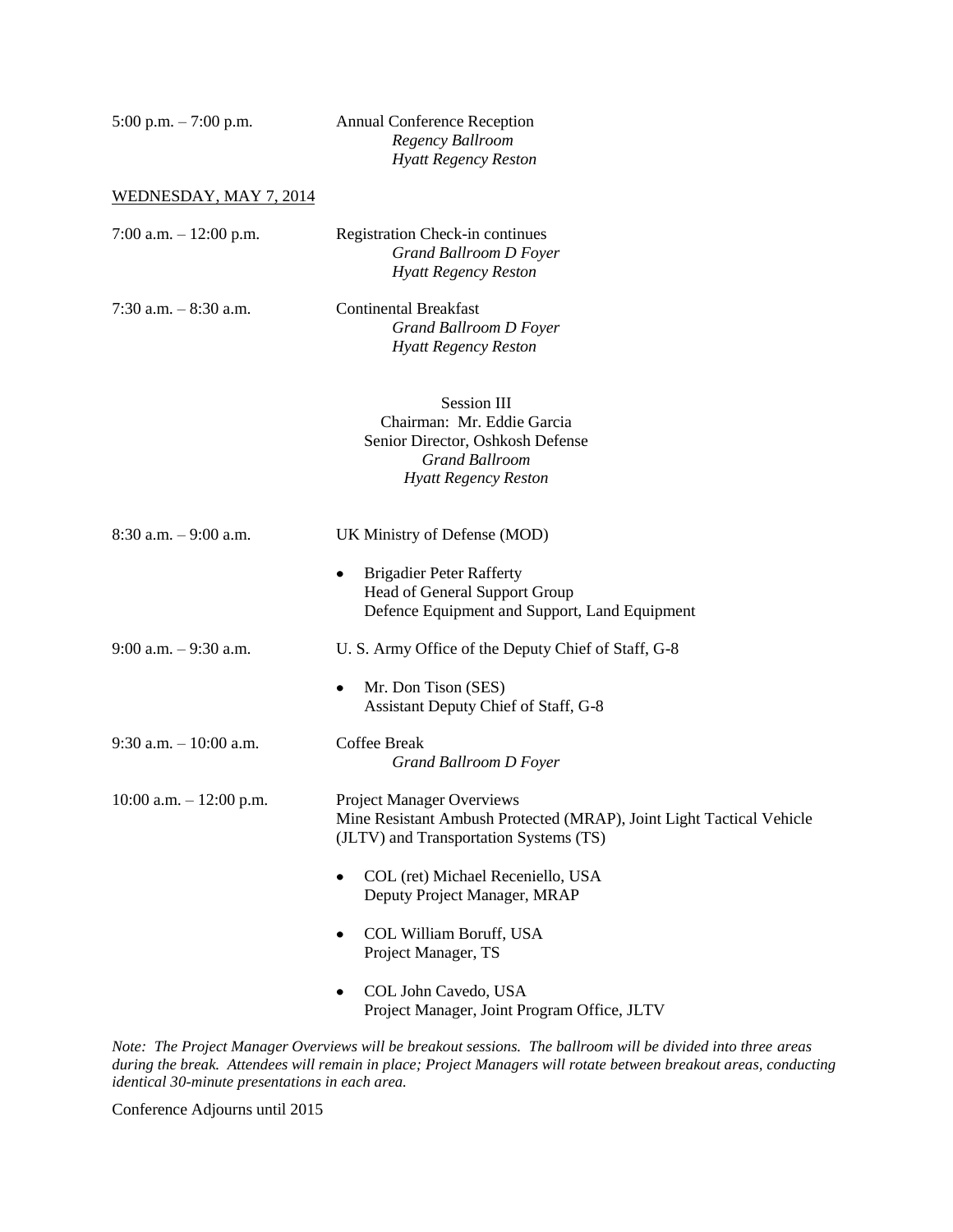5:00 p.m. – 7:00 p.m. Annual Conference Reception
*Regency Ballroom*
*Hyatt Regency Reston*

WEDNESDAY, MAY 7, 2014

7:00 a.m. – 12:00 p.m. Registration Check-in continues
*Grand Ballroom D Foyer*
*Hyatt Regency Reston*

7:30 a.m. – 8:30 a.m. Continental Breakfast
*Grand Ballroom D Foyer*
*Hyatt Regency Reston*

Session III
Chairman: Mr. Eddie Garcia
Senior Director, Oshkosh Defense
*Grand Ballroom*
*Hyatt Regency Reston*

8:30 a.m. – 9:00 a.m. UK Ministry of Defense (MOD)

- Brigadier Peter Rafferty
  Head of General Support Group
  Defence Equipment and Support, Land Equipment

9:00 a.m. – 9:30 a.m. U. S. Army Office of the Deputy Chief of Staff, G-8

- Mr. Don Tison (SES)
  Assistant Deputy Chief of Staff, G-8

9:30 a.m. – 10:00 a.m. Coffee Break
*Grand Ballroom D Foyer*

10:00 a.m. – 12:00 p.m. Project Manager Overviews
Mine Resistant Ambush Protected (MRAP), Joint Light Tactical Vehicle (JLTV) and Transportation Systems (TS)

- COL (ret) Michael Receniello, USA
  Deputy Project Manager, MRAP

- COL William Boruff, USA
  Project Manager, TS

- COL John Cavedo, USA
  Project Manager, Joint Program Office, JLTV

*Note: The Project Manager Overviews will be breakout sessions. The ballroom will be divided into three areas during the break. Attendees will remain in place; Project Managers will rotate between breakout areas, conducting identical 30-minute presentations in each area.*

Conference Adjourns until 2015